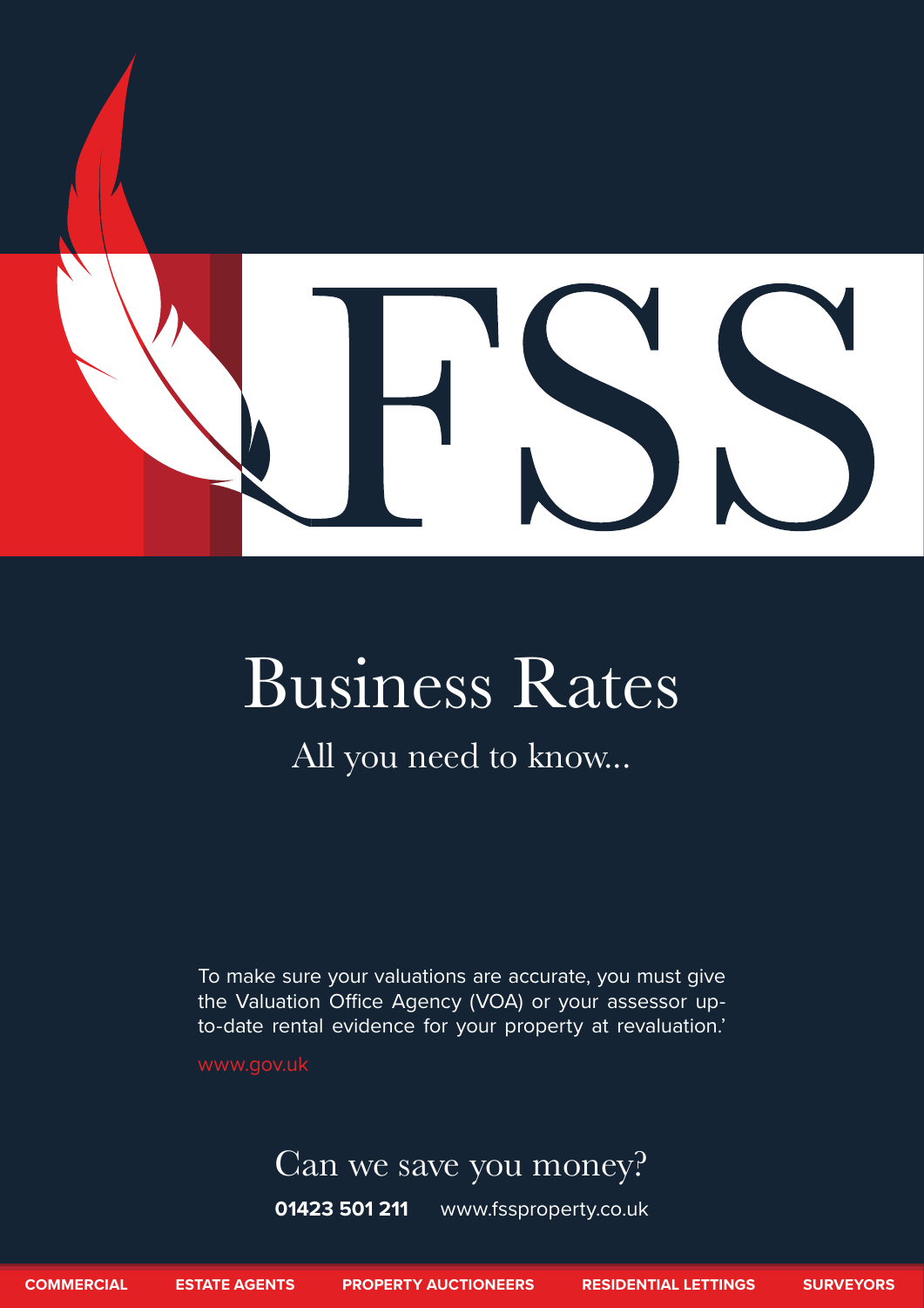# FSS

# Business Rates

## All you need to know...

To make sure your valuations are accurate, you must give the Valuation Office Agency (VOA) or your assessor up-to-date rental evidence for your property at revaluation.'

www.gov.uk

## Can we save you money?

**01423 501 211** www.fssproperty.co.uk

**COMMERCIAL** **ESTATE AGENTS** **PROPERTY AUCTIONEERS** **RESIDENTIAL LETTINGS** **SURVEYORS**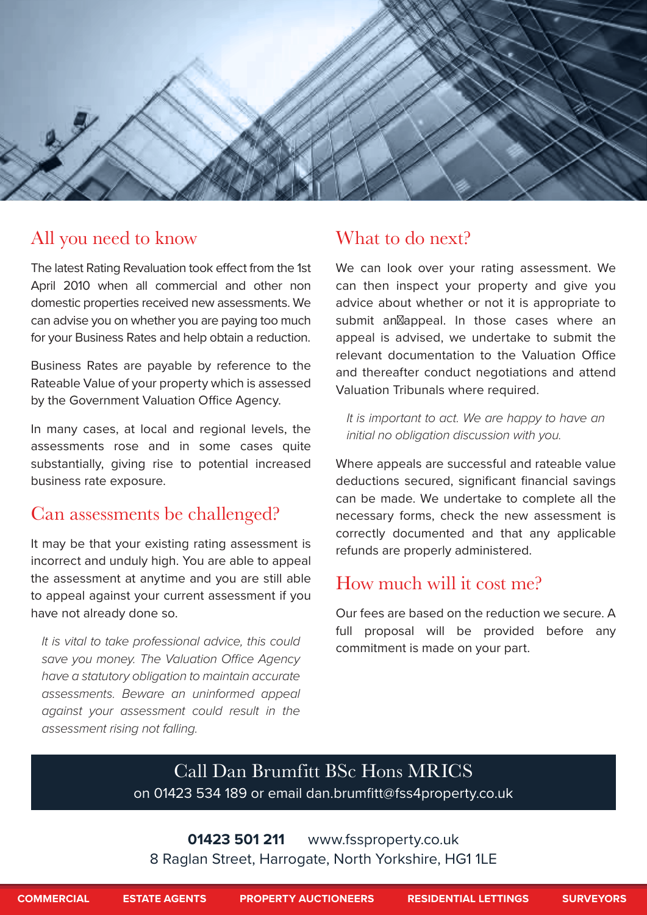## All you need to know

The latest Rating Revaluation took effect from the 1st April 2010 when all commercial and other non domestic properties received new assessments. We can advise you on whether you are paying too much for your Business Rates and help obtain a reduction.

Business Rates are payable by reference to the Rateable Value of your property which is assessed by the Government Valuation Office Agency.

In many cases, at local and regional levels, the assessments rose and in some cases quite substantially, giving rise to potential increased business rate exposure.

## Can assessments be challenged?

It may be that your existing rating assessment is incorrect and unduly high. You are able to appeal the assessment at anytime and you are still able to appeal against your current assessment if you have not already done so.

*It is vital to take professional advice, this could save you money. The Valuation Office Agency have a statutory obligation to maintain accurate assessments. Beware an uninformed appeal against your assessment could result in the assessment rising not falling.*

## What to do next?

We can look over your rating assessment. We can then inspect your property and give you advice about whether or not it is appropriate to submit an appeal. In those cases where an appeal is advised, we undertake to submit the relevant documentation to the Valuation Office and thereafter conduct negotiations and attend Valuation Tribunals where required.

*It is important to act. We are happy to have an initial no obligation discussion with you.*

Where appeals are successful and rateable value deductions secured, significant financial savings can be made. We undertake to complete all the necessary forms, check the new assessment is correctly documented and that any applicable refunds are properly administered.

## How much will it cost me?

Our fees are based on the reduction we secure. A full proposal will be provided before any commitment is made on your part.

**Call Dan Brumfitt BSc Hons MRICS**
on 01423 534 189 or email dan.brumfitt@fss4property.co.uk

**01423 501 211** www.fssproperty.co.uk
8 Raglan Street, Harrogate, North Yorkshire, HG1 1LE

COMMERCIAL | ESTATE AGENTS | PROPERTY AUCTIONEERS | RESIDENTIAL LETTINGS | SURVEYORS